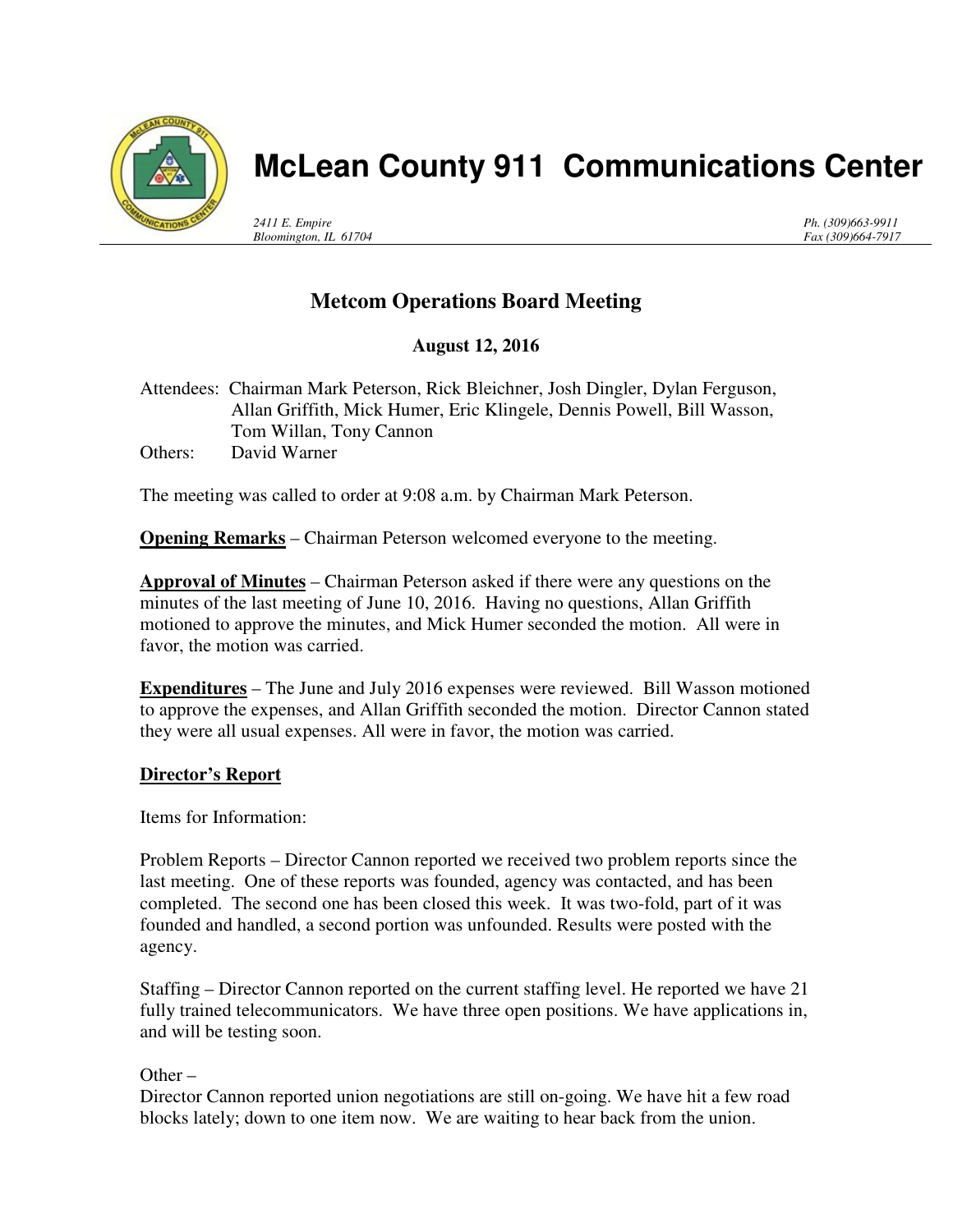# McLean County 911 Communications Center

*2411 E. Empire*
*Bloomington, IL 61704*

*Ph. (309)663-9911*
*Fax (309)664-7917*

## Metcom Operations Board Meeting

**August 12, 2016**

Attendees: Chairman Mark Peterson, Rick Bleichner, Josh Dingler, Dylan Ferguson, Allan Griffith, Mick Humer, Eric Klingele, Dennis Powell, Bill Wasson, Tom Willan, Tony Cannon
Others: David Warner

The meeting was called to order at 9:08 a.m. by Chairman Mark Peterson.

**Opening Remarks** – Chairman Peterson welcomed everyone to the meeting.

**Approval of Minutes** – Chairman Peterson asked if there were any questions on the minutes of the last meeting of June 10, 2016. Having no questions, Allan Griffith motioned to approve the minutes, and Mick Humer seconded the motion. All were in favor, the motion was carried.

**Expenditures** – The June and July 2016 expenses were reviewed. Bill Wasson motioned to approve the expenses, and Allan Griffith seconded the motion. Director Cannon stated they were all usual expenses. All were in favor, the motion was carried.

**Director's Report**

Items for Information:

Problem Reports – Director Cannon reported we received two problem reports since the last meeting. One of these reports was founded, agency was contacted, and has been completed. The second one has been closed this week. It was two-fold, part of it was founded and handled, a second portion was unfounded. Results were posted with the agency.

Staffing – Director Cannon reported on the current staffing level. He reported we have 21 fully trained telecommunicators. We have three open positions. We have applications in, and will be testing soon.

Other –
Director Cannon reported union negotiations are still on-going. We have hit a few road blocks lately; down to one item now. We are waiting to hear back from the union.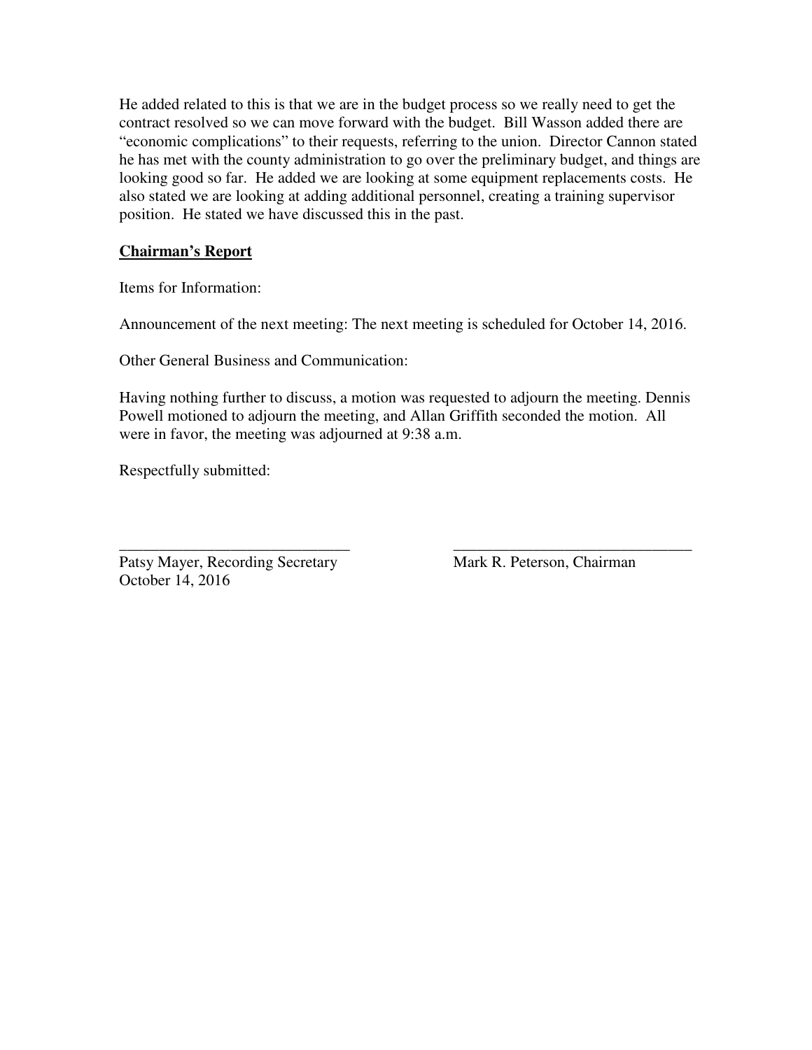He added related to this is that we are in the budget process so we really need to get the contract resolved so we can move forward with the budget. Bill Wasson added there are "economic complications" to their requests, referring to the union. Director Cannon stated he has met with the county administration to go over the preliminary budget, and things are looking good so far. He added we are looking at some equipment replacements costs. He also stated we are looking at adding additional personnel, creating a training supervisor position. He stated we have discussed this in the past.

**Chairman's Report**

Items for Information:

Announcement of the next meeting: The next meeting is scheduled for October 14, 2016.

Other General Business and Communication:

Having nothing further to discuss, a motion was requested to adjourn the meeting. Dennis Powell motioned to adjourn the meeting, and Allan Griffith seconded the motion. All were in favor, the meeting was adjourned at 9:38 a.m.

Respectfully submitted:

_____________________________

Patsy Mayer, Recording Secretary
October 14, 2016

_____________________________

Mark R. Peterson, Chairman